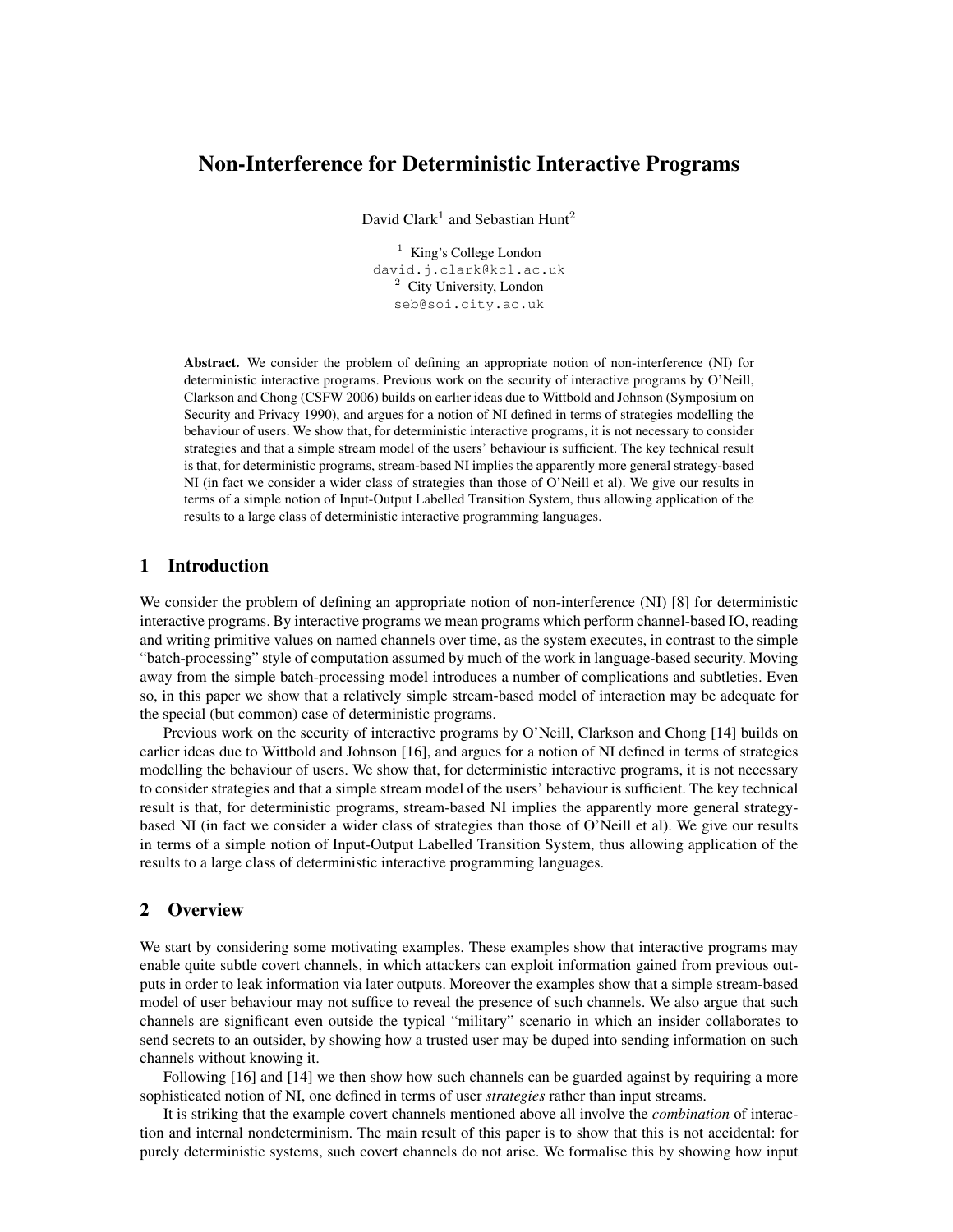# Non-Interference for Deterministic Interactive Programs

David Clark[1] and Sebastian Hunt[2]

[1] King's College London
david.j.clark@kcl.ac.uk
[2] City University, London
seb@soi.city.ac.uk

**Abstract.** We consider the problem of defining an appropriate notion of non-interference (NI) for deterministic interactive programs. Previous work on the security of interactive programs by O'Neill, Clarkson and Chong (CSFW 2006) builds on earlier ideas due to Wittbold and Johnson (Symposium on Security and Privacy 1990), and argues for a notion of NI defined in terms of strategies modelling the behaviour of users. We show that, for deterministic interactive programs, it is not necessary to consider strategies and that a simple stream model of the users' behaviour is sufficient. The key technical result is that, for deterministic programs, stream-based NI implies the apparently more general strategy-based NI (in fact we consider a wider class of strategies than those of O'Neill et al). We give our results in terms of a simple notion of Input-Output Labelled Transition System, thus allowing application of the results to a large class of deterministic interactive programming languages.

## 1 Introduction

We consider the problem of defining an appropriate notion of non-interference (NI) [8] for deterministic interactive programs. By interactive programs we mean programs which perform channel-based IO, reading and writing primitive values on named channels over time, as the system executes, in contrast to the simple "batch-processing" style of computation assumed by much of the work in language-based security. Moving away from the simple batch-processing model introduces a number of complications and subtleties. Even so, in this paper we show that a relatively simple stream-based model of interaction may be adequate for the special (but common) case of deterministic programs.

Previous work on the security of interactive programs by O'Neill, Clarkson and Chong [14] builds on earlier ideas due to Wittbold and Johnson [16], and argues for a notion of NI defined in terms of strategies modelling the behaviour of users. We show that, for deterministic interactive programs, it is not necessary to consider strategies and that a simple stream model of the users' behaviour is sufficient. The key technical result is that, for deterministic programs, stream-based NI implies the apparently more general strategy-based NI (in fact we consider a wider class of strategies than those of O'Neill et al). We give our results in terms of a simple notion of Input-Output Labelled Transition System, thus allowing application of the results to a large class of deterministic interactive programming languages.

## 2 Overview

We start by considering some motivating examples. These examples show that interactive programs may enable quite subtle covert channels, in which attackers can exploit information gained from previous outputs in order to leak information via later outputs. Moreover the examples show that a simple stream-based model of user behaviour may not suffice to reveal the presence of such channels. We also argue that such channels are significant even outside the typical "military" scenario in which an insider collaborates to send secrets to an outsider, by showing how a trusted user may be duped into sending information on such channels without knowing it.

Following [16] and [14] we then show how such channels can be guarded against by requiring a more sophisticated notion of NI, one defined in terms of user *strategies* rather than input streams.

It is striking that the example covert channels mentioned above all involve the *combination* of interaction and internal nondeterminism. The main result of this paper is to show that this is not accidental: for purely deterministic systems, such covert channels do not arise. We formalise this by showing how input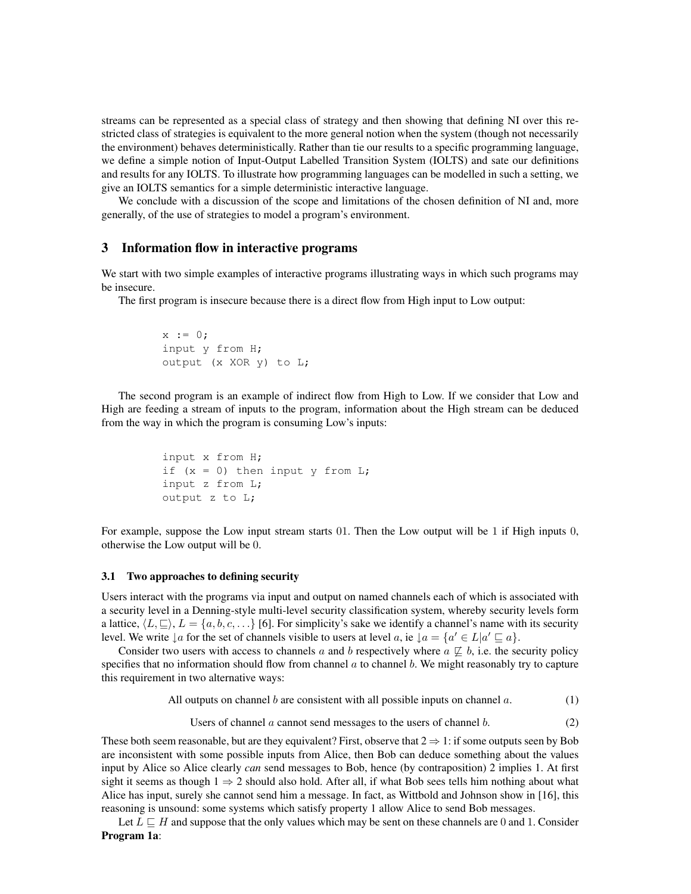streams can be represented as a special class of strategy and then showing that defining NI over this restricted class of strategies is equivalent to the more general notion when the system (though not necessarily the environment) behaves deterministically. Rather than tie our results to a specific programming language, we define a simple notion of Input-Output Labelled Transition System (IOLTS) and sate our definitions and results for any IOLTS. To illustrate how programming languages can be modelled in such a setting, we give an IOLTS semantics for a simple deterministic interactive language.

We conclude with a discussion of the scope and limitations of the chosen definition of NI and, more generally, of the use of strategies to model a program's environment.

## 3 Information flow in interactive programs

We start with two simple examples of interactive programs illustrating ways in which such programs may be insecure.

The first program is insecure because there is a direct flow from High input to Low output:

```
x := 0;
input y from H;
output (x XOR y) to L;
```

The second program is an example of indirect flow from High to Low. If we consider that Low and High are feeding a stream of inputs to the program, information about the High stream can be deduced from the way in which the program is consuming Low's inputs:

```
input x from H;
if (x = 0) then input y from L;
input z from L;
output z to L;
```

For example, suppose the Low input stream starts $01$. Then the Low output will be $1$ if High inputs $0$, otherwise the Low output will be $0$.

### 3.1 Two approaches to defining security

Users interact with the programs via input and output on named channels each of which is associated with a security level in a Denning-style multi-level security classification system, whereby security levels form a lattice, $\langle L, \sqsubseteq \rangle$, $L = \{a, b, c, \ldots\}$ [6]. For simplicity's sake we identify a channel's name with its security level. We write $\downarrow a$ for the set of channels visible to users at level $a$, ie $\downarrow a = \{a' \in L | a' \sqsubseteq a\}$.

Consider two users with access to channels $a$ and $b$ respectively where $a \not\sqsubseteq b$, i.e. the security policy specifies that no information should flow from channel $a$ to channel $b$. We might reasonably try to capture this requirement in two alternative ways:

$$\text{All outputs on channel } b \text{ are consistent with all possible inputs on channel } a. \tag{1}$$

$$\text{Users of channel } a \text{ cannot send messages to the users of channel } b. \tag{2}$$

These both seem reasonable, but are they equivalent? First, observe that $2 \Rightarrow 1$: if some outputs seen by Bob are inconsistent with some possible inputs from Alice, then Bob can deduce something about the values input by Alice so Alice clearly *can* send messages to Bob, hence (by contraposition) 2 implies 1. At first sight it seems as though $1 \Rightarrow 2$ should also hold. After all, if what Bob sees tells him nothing about what Alice has input, surely she cannot send him a message. In fact, as Wittbold and Johnson show in [16], this reasoning is unsound: some systems which satisfy property 1 allow Alice to send Bob messages.

Let $L \sqsubseteq H$ and suppose that the only values which may be sent on these channels are $0$ and $1$. Consider **Program 1a**: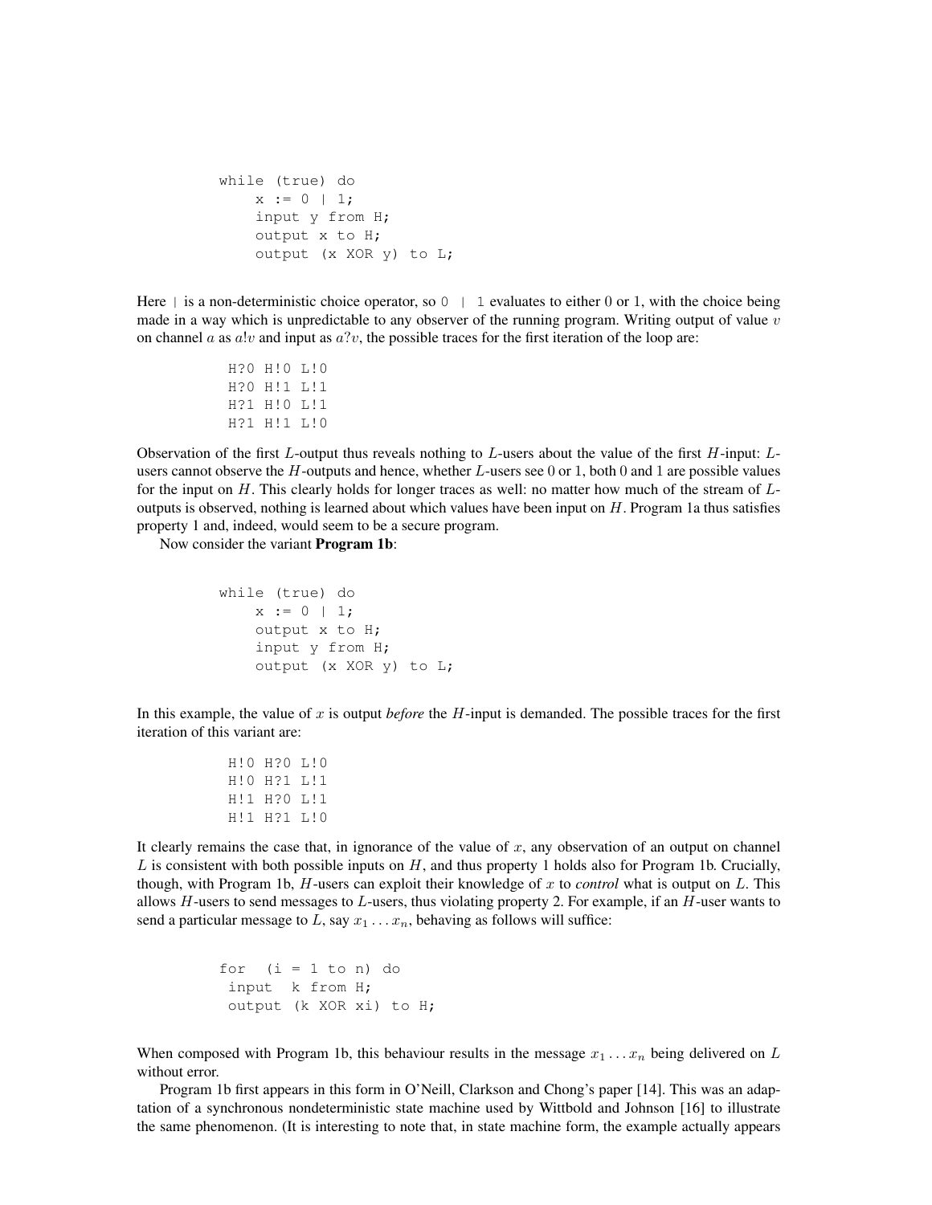```
while (true) do
    x := 0 | 1;
    input y from H;
    output x to H;
    output (x XOR y) to L;
```

Here `|` is a non-deterministic choice operator, so `0 | 1` evaluates to either 0 or 1, with the choice being made in a way which is unpredictable to any observer of the running program. Writing output of value $v$ on channel $a$ as $a!v$ and input as $a?v$, the possible traces for the first iteration of the loop are:

```
H?0 H!0 L!0
H?0 H!1 L!1
H?1 H!0 L!1
H?1 H!1 L!0
```

Observation of the first $L$-output thus reveals nothing to $L$-users about the value of the first $H$-input: $L$-users cannot observe the $H$-outputs and hence, whether $L$-users see 0 or 1, both 0 and 1 are possible values for the input on $H$. This clearly holds for longer traces as well: no matter how much of the stream of $L$-outputs is observed, nothing is learned about which values have been input on $H$. Program 1a thus satisfies property 1 and, indeed, would seem to be a secure program.

Now consider the variant **Program 1b**:

```
while (true) do
    x := 0 | 1;
    output x to H;
    input y from H;
    output (x XOR y) to L;
```

In this example, the value of $x$ is output *before* the $H$-input is demanded. The possible traces for the first iteration of this variant are:

```
H!0 H?0 L!0
H!0 H?1 L!1
H!1 H?0 L!1
H!1 H?1 L!0
```

It clearly remains the case that, in ignorance of the value of $x$, any observation of an output on channel $L$ is consistent with both possible inputs on $H$, and thus property 1 holds also for Program 1b. Crucially, though, with Program 1b, $H$-users can exploit their knowledge of $x$ to *control* what is output on $L$. This allows $H$-users to send messages to $L$-users, thus violating property 2. For example, if an $H$-user wants to send a particular message to $L$, say $x_1 \dots x_n$, behaving as follows will suffice:

```
for  (i = 1 to n) do
 input  k from H;
 output (k XOR xi) to H;
```

When composed with Program 1b, this behaviour results in the message $x_1 \dots x_n$ being delivered on $L$ without error.

Program 1b first appears in this form in O'Neill, Clarkson and Chong's paper [14]. This was an adaptation of a synchronous nondeterministic state machine used by Wittbold and Johnson [16] to illustrate the same phenomenon. (It is interesting to note that, in state machine form, the example actually appears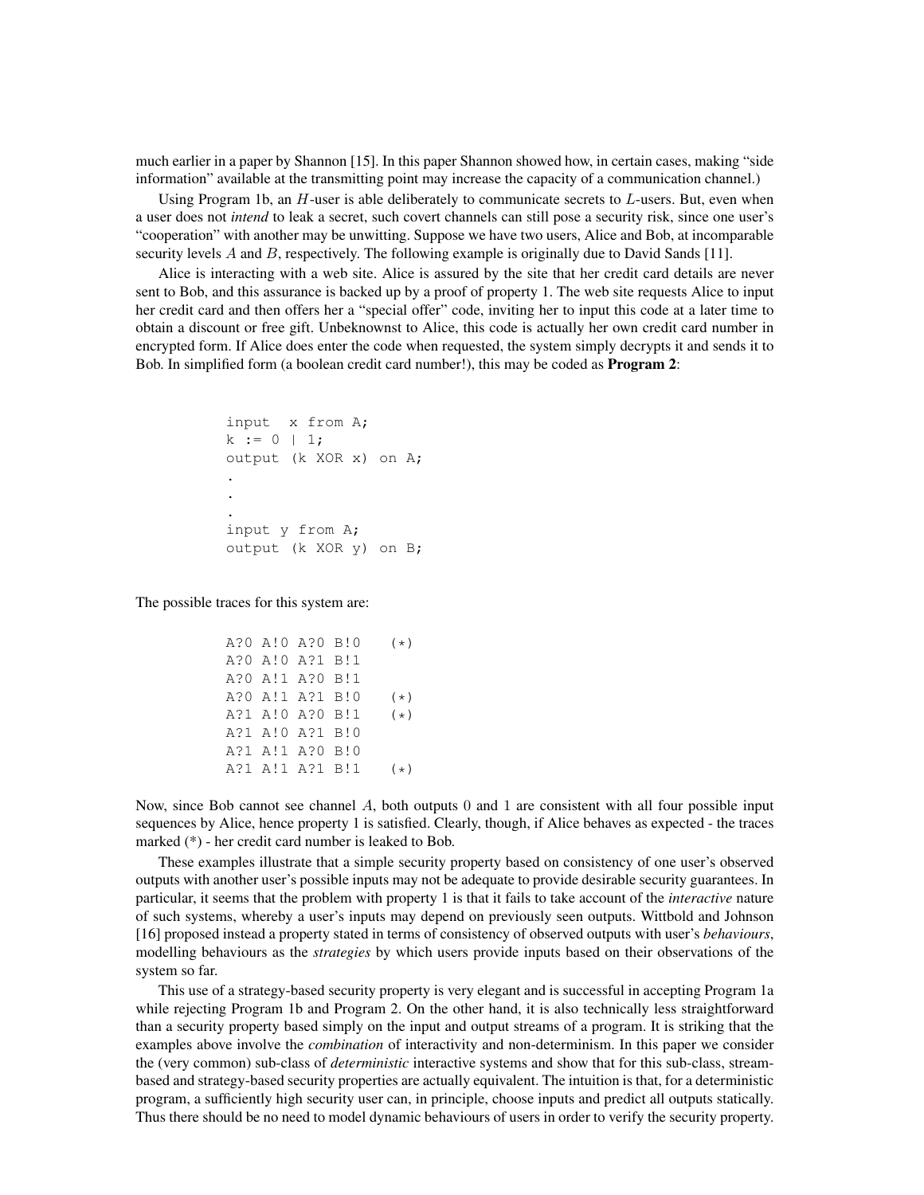much earlier in a paper by Shannon [15]. In this paper Shannon showed how, in certain cases, making "side information" available at the transmitting point may increase the capacity of a communication channel.)

Using Program 1b, an $H$-user is able deliberately to communicate secrets to $L$-users. But, even when a user does not *intend* to leak a secret, such covert channels can still pose a security risk, since one user's "cooperation" with another may be unwitting. Suppose we have two users, Alice and Bob, at incomparable security levels $A$ and $B$, respectively. The following example is originally due to David Sands [11].

Alice is interacting with a web site. Alice is assured by the site that her credit card details are never sent to Bob, and this assurance is backed up by a proof of property 1. The web site requests Alice to input her credit card and then offers her a "special offer" code, inviting her to input this code at a later time to obtain a discount or free gift. Unbeknownst to Alice, this code is actually her own credit card number in encrypted form. If Alice does enter the code when requested, the system simply decrypts it and sends it to Bob. In simplified form (a boolean credit card number!), this may be coded as **Program 2**:

```
input  x from A;
k := 0 | 1;
output (k XOR x) on A;
.
.
.
input y from A;
output (k XOR y) on B;
```

The possible traces for this system are:

```
A?0 A!0 A?0 B!0    (*)
A?0 A!0 A?1 B!1
A?0 A!1 A?0 B!1
A?0 A!1 A?1 B!0    (*)
A?1 A!0 A?0 B!1    (*)
A?1 A!0 A?1 B!0
A?1 A!1 A?0 B!0
A?1 A!1 A?1 B!1    (*)
```

Now, since Bob cannot see channel $A$, both outputs 0 and 1 are consistent with all four possible input sequences by Alice, hence property 1 is satisfied. Clearly, though, if Alice behaves as expected - the traces marked (*) - her credit card number is leaked to Bob.

These examples illustrate that a simple security property based on consistency of one user's observed outputs with another user's possible inputs may not be adequate to provide desirable security guarantees. In particular, it seems that the problem with property 1 is that it fails to take account of the *interactive* nature of such systems, whereby a user's inputs may depend on previously seen outputs. Wittbold and Johnson [16] proposed instead a property stated in terms of consistency of observed outputs with user's *behaviours*, modelling behaviours as the *strategies* by which users provide inputs based on their observations of the system so far.

This use of a strategy-based security property is very elegant and is successful in accepting Program 1a while rejecting Program 1b and Program 2. On the other hand, it is also technically less straightforward than a security property based simply on the input and output streams of a program. It is striking that the examples above involve the *combination* of interactivity and non-determinism. In this paper we consider the (very common) sub-class of *deterministic* interactive systems and show that for this sub-class, stream-based and strategy-based security properties are actually equivalent. The intuition is that, for a deterministic program, a sufficiently high security user can, in principle, choose inputs and predict all outputs statically. Thus there should be no need to model dynamic behaviours of users in order to verify the security property.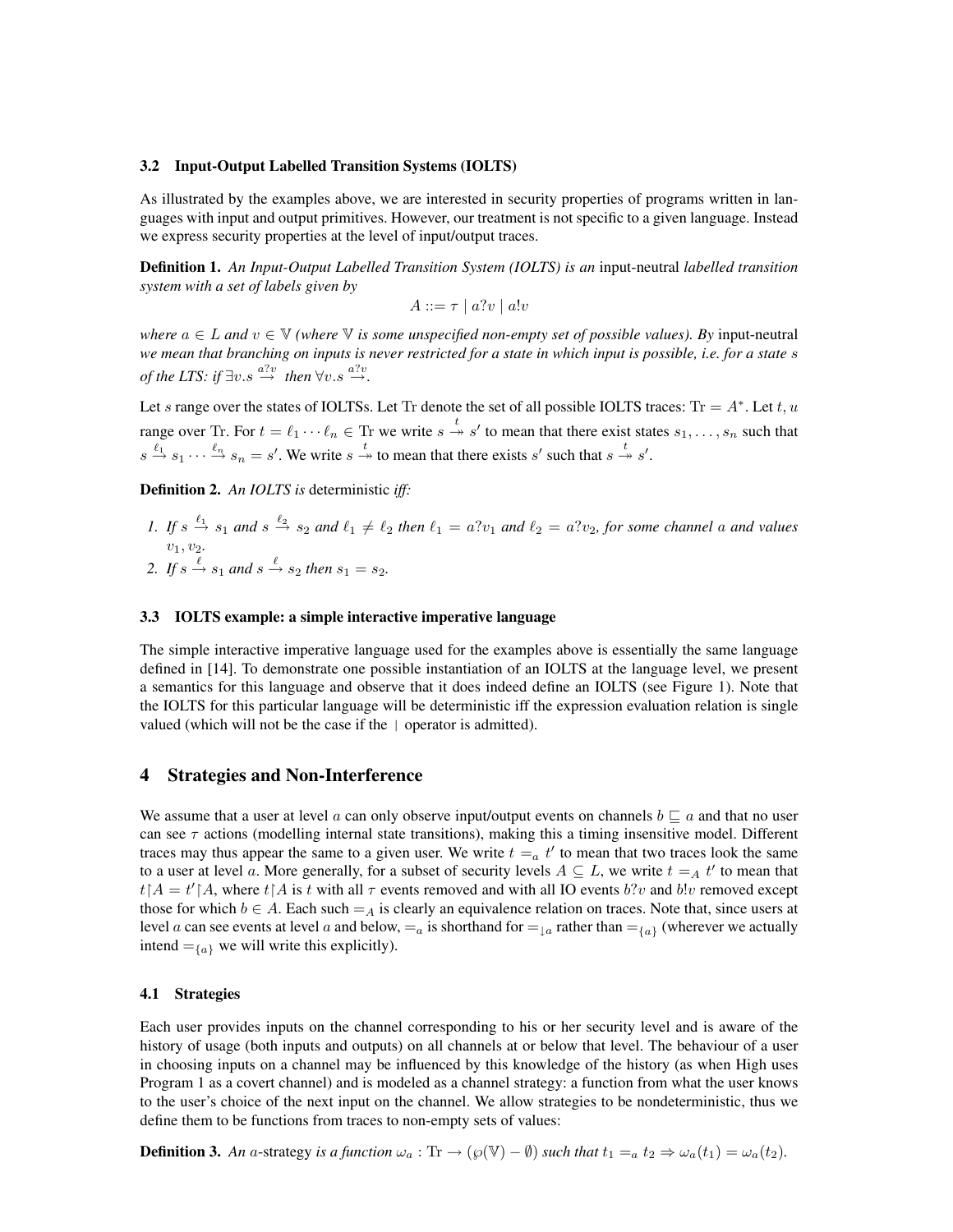### 3.2 Input-Output Labelled Transition Systems (IOLTS)

As illustrated by the examples above, we are interested in security properties of programs written in languages with input and output primitives. However, our treatment is not specific to a given language. Instead we express security properties at the level of input/output traces.

**Definition 1.** *An Input-Output Labelled Transition System (IOLTS) is an* input-neutral *labelled transition system with a set of labels given by*

$$A ::= \tau \mid a?v \mid a!v$$

*where $a \in L$ and $v \in \mathbb{V}$ (where $\mathbb{V}$ is some unspecified non-empty set of possible values). By* input-neutral *we mean that branching on inputs is never restricted for a state in which input is possible, i.e. for a state $s$ of the LTS: if $\exists v. s \xrightarrow{a?v}$ then $\forall v. s \xrightarrow{a?v}$.*

Let $s$ range over the states of IOLTSs. Let $\mathrm{Tr}$ denote the set of all possible IOLTS traces: $\mathrm{Tr} = A^*$. Let $t, u$ range over $\mathrm{Tr}$. For $t = \ell_1 \cdots \ell_n \in \mathrm{Tr}$ we write $s \overset{t}{\twoheadrightarrow} s'$ to mean that there exist states $s_1, \ldots, s_n$ such that $s \xrightarrow{\ell_1} s_1 \cdots \xrightarrow{\ell_n} s_n = s'$. We write $s \overset{t}{\twoheadrightarrow}$ to mean that there exists $s'$ such that $s \overset{t}{\twoheadrightarrow} s'$.

**Definition 2.** *An IOLTS is* deterministic *iff:*

1. *If $s \xrightarrow{\ell_1} s_1$ and $s \xrightarrow{\ell_2} s_2$ and $\ell_1 \neq \ell_2$ then $\ell_1 = a?v_1$ and $\ell_2 = a?v_2$, for some channel $a$ and values $v_1, v_2$.*
2. *If $s \xrightarrow{\ell} s_1$ and $s \xrightarrow{\ell} s_2$ then $s_1 = s_2$.*

### 3.3 IOLTS example: a simple interactive imperative language

The simple interactive imperative language used for the examples above is essentially the same language defined in [14]. To demonstrate one possible instantiation of an IOLTS at the language level, we present a semantics for this language and observe that it does indeed define an IOLTS (see Figure 1). Note that the IOLTS for this particular language will be deterministic iff the expression evaluation relation is single valued (which will not be the case if the $\mid$ operator is admitted).

## 4 Strategies and Non-Interference

We assume that a user at level $a$ can only observe input/output events on channels $b \sqsubseteq a$ and that no user can see $\tau$ actions (modelling internal state transitions), making this a timing insensitive model. Different traces may thus appear the same to a given user. We write $t =_a t'$ to mean that two traces look the same to a user at level $a$. More generally, for a subset of security levels $A \subseteq L$, we write $t =_A t'$ to mean that $t \upharpoonright A = t' \upharpoonright A$, where $t \upharpoonright A$ is $t$ with all $\tau$ events removed and with all IO events $b?v$ and $b!v$ removed except those for which $b \in A$. Each such $=_A$ is clearly an equivalence relation on traces. Note that, since users at level $a$ can see events at level $a$ and below, $=_a$ is shorthand for $=_{\downarrow a}$ rather than $=_{\{a\}}$ (wherever we actually intend $=_{\{a\}}$ we will write this explicitly).

### 4.1 Strategies

Each user provides inputs on the channel corresponding to his or her security level and is aware of the history of usage (both inputs and outputs) on all channels at or below that level. The behaviour of a user in choosing inputs on a channel may be influenced by this knowledge of the history (as when High uses Program 1 as a covert channel) and is modeled as a channel strategy: a function from what the user knows to the user's choice of the next input on the channel. We allow strategies to be nondeterministic, thus we define them to be functions from traces to non-empty sets of values:

**Definition 3.** *An $a$-strategy is a function $\omega_a : \mathrm{Tr} \rightarrow (\wp(\mathbb{V}) - \emptyset)$ such that $t_1 =_a t_2 \Rightarrow \omega_a(t_1) = \omega_a(t_2)$.*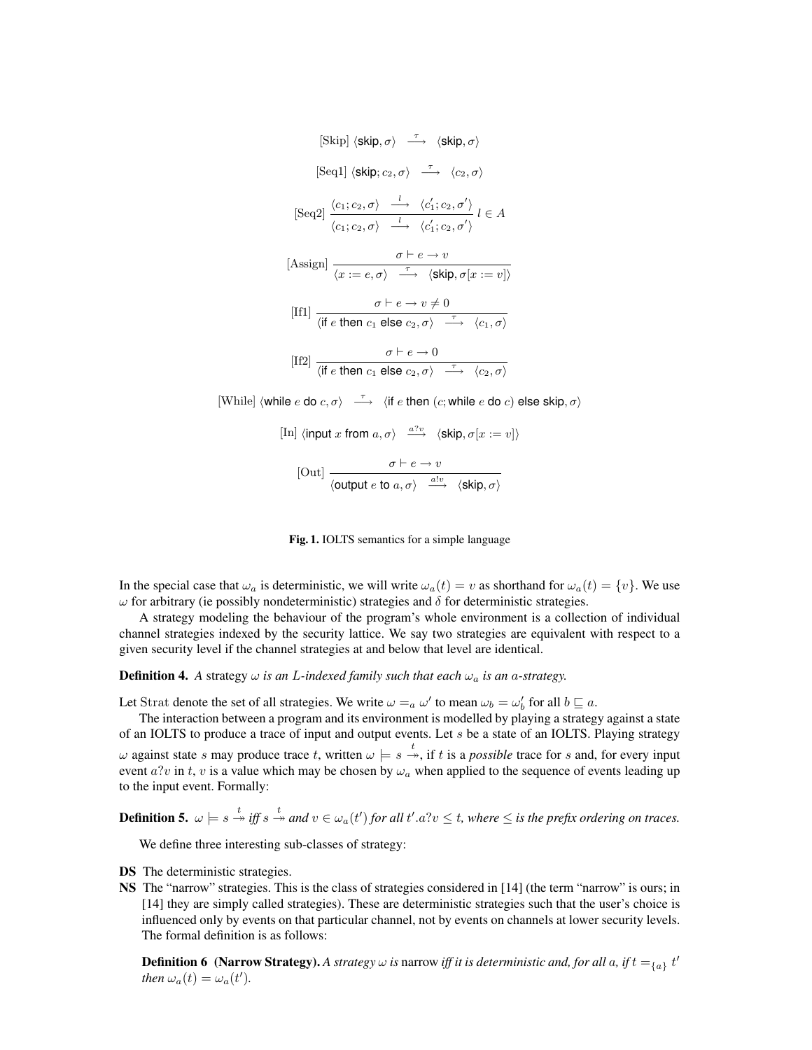$$[\text{Skip}]\ \langle \mathsf{skip}, \sigma \rangle \ \xrightarrow{\ \tau\ }\ \langle \mathsf{skip}, \sigma \rangle$$

$$[\text{Seq1}]\ \langle \mathsf{skip}; c_2, \sigma \rangle \ \xrightarrow{\ \tau\ }\ \langle c_2, \sigma \rangle$$

$$[\text{Seq2}]\ \frac{\langle c_1; c_2, \sigma \rangle \ \xrightarrow{\ l\ }\ \langle c_1'; c_2, \sigma' \rangle}{\langle c_1; c_2, \sigma \rangle \ \xrightarrow{\ l\ }\ \langle c_1'; c_2, \sigma' \rangle}\ l \in A$$

$$[\text{Assign}]\ \frac{\sigma \vdash e \to v}{\langle x := e, \sigma \rangle \ \xrightarrow{\ \tau\ }\ \langle \mathsf{skip}, \sigma[x := v] \rangle}$$

$$[\text{If1}]\ \frac{\sigma \vdash e \to v \neq 0}{\langle \mathsf{if}\ e\ \mathsf{then}\ c_1\ \mathsf{else}\ c_2, \sigma \rangle \ \xrightarrow{\ \tau\ }\ \langle c_1, \sigma \rangle}$$

$$[\text{If2}]\ \frac{\sigma \vdash e \to 0}{\langle \mathsf{if}\ e\ \mathsf{then}\ c_1\ \mathsf{else}\ c_2, \sigma \rangle \ \xrightarrow{\ \tau\ }\ \langle c_2, \sigma \rangle}$$

$$[\text{While}]\ \langle \mathsf{while}\ e\ \mathsf{do}\ c, \sigma \rangle \ \xrightarrow{\ \tau\ }\ \langle \mathsf{if}\ e\ \mathsf{then}\ (c; \mathsf{while}\ e\ \mathsf{do}\ c)\ \mathsf{else}\ \mathsf{skip}, \sigma \rangle$$

$$[\text{In}]\ \langle \mathsf{input}\ x\ \mathsf{from}\ a, \sigma \rangle \ \xrightarrow{\ a?v\ }\ \langle \mathsf{skip}, \sigma[x := v] \rangle$$

$$[\text{Out}]\ \frac{\sigma \vdash e \to v}{\langle \mathsf{output}\ e\ \mathsf{to}\ a, \sigma \rangle \ \xrightarrow{\ a!v\ }\ \langle \mathsf{skip}, \sigma \rangle}$$

**Fig. 1.** IOLTS semantics for a simple language

In the special case that $\omega_a$ is deterministic, we will write $\omega_a(t) = v$ as shorthand for $\omega_a(t) = \{v\}$. We use $\omega$ for arbitrary (ie possibly nondeterministic) strategies and $\delta$ for deterministic strategies.

A strategy modeling the behaviour of the program's whole environment is a collection of individual channel strategies indexed by the security lattice. We say two strategies are equivalent with respect to a given security level if the channel strategies at and below that level are identical.

**Definition 4.** *A strategy $\omega$ is an $L$-indexed family such that each $\omega_a$ is an $a$-strategy.*

Let $\mathrm{Strat}$ denote the set of all strategies. We write $\omega =_a \omega'$ to mean $\omega_b = \omega'_b$ for all $b \sqsubseteq a$.

The interaction between a program and its environment is modelled by playing a strategy against a state of an IOLTS to produce a trace of input and output events. Let $s$ be a state of an IOLTS. Playing strategy $\omega$ against state $s$ may produce trace $t$, written $\omega \models s \overset{t}{\twoheadrightarrow}$, if $t$ is a *possible* trace for $s$ and, for every input event $a?v$ in $t$, $v$ is a value which may be chosen by $\omega_a$ when applied to the sequence of events leading up to the input event. Formally:

**Definition 5.** $\omega \models s \overset{t}{\twoheadrightarrow}$ *iff* $s \overset{t}{\twoheadrightarrow}$ *and* $v \in \omega_a(t')$ *for all* $t'.a?v \leq t$*, where* $\leq$ *is the prefix ordering on traces.*

We define three interesting sub-classes of strategy:

**DS** The deterministic strategies.

**NS** The "narrow" strategies. This is the class of strategies considered in [14] (the term "narrow" is ours; in [14] they are simply called strategies). These are deterministic strategies such that the user's choice is influenced only by events on that particular channel, not by events on channels at lower security levels. The formal definition is as follows:

**Definition 6 (Narrow Strategy).** *A strategy $\omega$ is* narrow *iff it is deterministic and, for all $a$, if $t =_{\{a\}} t'$ then $\omega_a(t) = \omega_a(t')$.*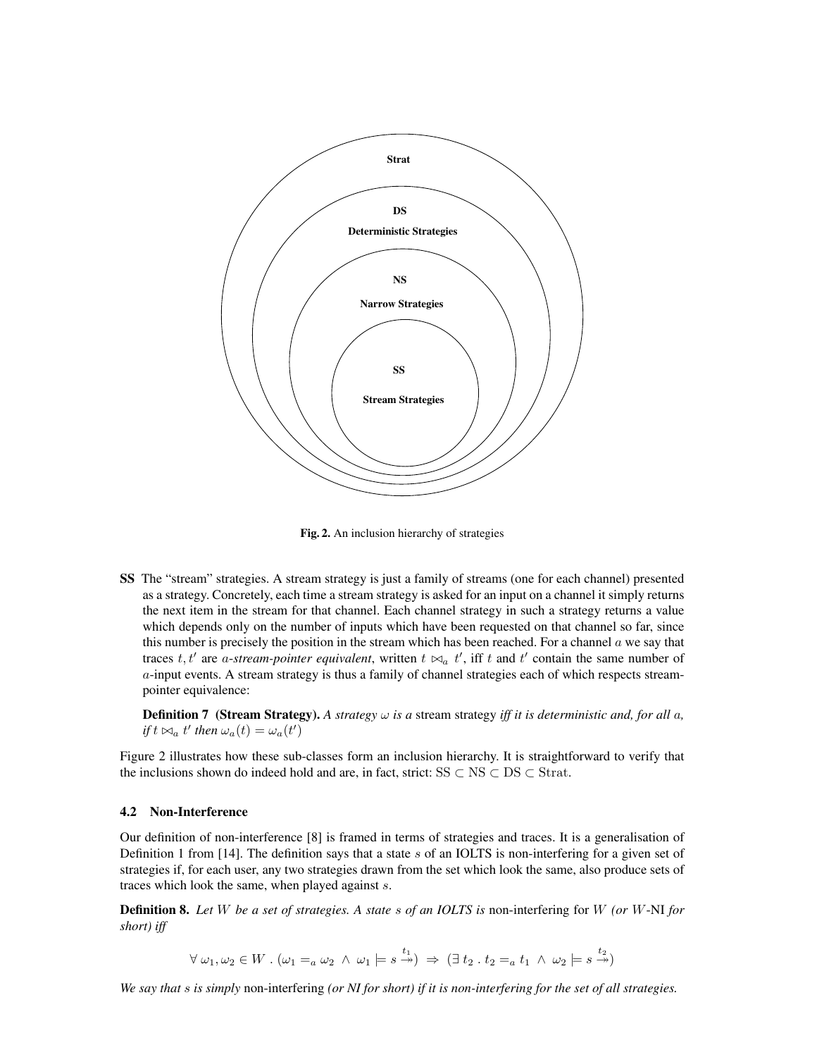Strat

DS

Deterministic Strategies

NS

Narrow Strategies

SS

Stream Strategies

**Fig. 2.** An inclusion hierarchy of strategies

**SS** The "stream" strategies. A stream strategy is just a family of streams (one for each channel) presented as a strategy. Concretely, each time a stream strategy is asked for an input on a channel it simply returns the next item in the stream for that channel. Each channel strategy in such a strategy returns a value which depends only on the number of inputs which have been requested on that channel so far, since this number is precisely the position in the stream which has been reached. For a channel $a$ we say that traces $t, t'$ are *$a$-stream-pointer equivalent*, written $t \bowtie_a t'$, iff $t$ and $t'$ contain the same number of $a$-input events. A stream strategy is thus a family of channel strategies each of which respects stream-pointer equivalence:

**Definition 7 (Stream Strategy).** *A strategy $\omega$ is a* stream strategy *iff it is deterministic and, for all $a$, if $t \bowtie_a t'$ then $\omega_a(t) = \omega_a(t')$*

Figure 2 illustrates how these sub-classes form an inclusion hierarchy. It is straightforward to verify that the inclusions shown do indeed hold and are, in fact, strict: $\mathrm{SS} \subset \mathrm{NS} \subset \mathrm{DS} \subset \mathrm{Strat}$.

### 4.2 Non-Interference

Our definition of non-interference [8] is framed in terms of strategies and traces. It is a generalisation of Definition 1 from [14]. The definition says that a state $s$ of an IOLTS is non-interfering for a given set of strategies if, for each user, any two strategies drawn from the set which look the same, also produce sets of traces which look the same, when played against $s$.

**Definition 8.** *Let $W$ be a set of strategies. A state $s$ of an IOLTS is* non-interfering *for $W$ (or $W$-NI for short) iff*

$$\forall\, \omega_1, \omega_2 \in W\ .\ (\omega_1 =_a \omega_2\ \wedge\ \omega_1 \models s \overset{t_1}{\twoheadrightarrow})\ \Rightarrow\ (\exists\, t_2\ .\ t_2 =_a t_1\ \wedge\ \omega_2 \models s \overset{t_2}{\twoheadrightarrow})$$

*We say that $s$ is simply* non-interfering *(or NI for short) if it is non-interfering for the set of all strategies.*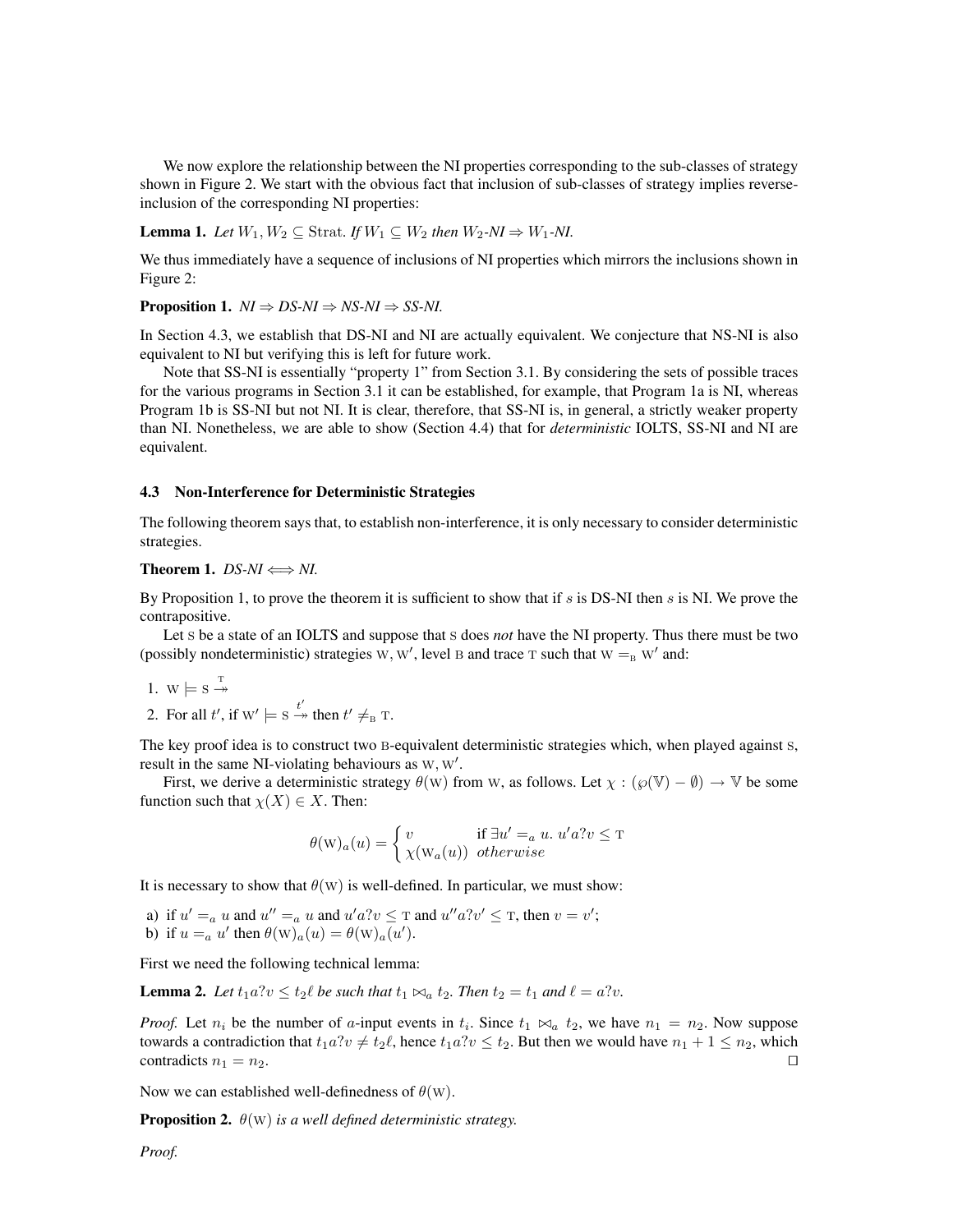We now explore the relationship between the NI properties corresponding to the sub-classes of strategy shown in Figure 2. We start with the obvious fact that inclusion of sub-classes of strategy implies reverse-inclusion of the corresponding NI properties:

**Lemma 1.** *Let $W_1, W_2 \subseteq \mathrm{Strat}$. If $W_1 \subseteq W_2$ then $W_2$-NI $\Rightarrow$ $W_1$-NI.*

We thus immediately have a sequence of inclusions of NI properties which mirrors the inclusions shown in Figure 2:

**Proposition 1.** *NI $\Rightarrow$ DS-NI $\Rightarrow$ NS-NI $\Rightarrow$ SS-NI.*

In Section 4.3, we establish that DS-NI and NI are actually equivalent. We conjecture that NS-NI is also equivalent to NI but verifying this is left for future work.

Note that SS-NI is essentially "property 1" from Section 3.1. By considering the sets of possible traces for the various programs in Section 3.1 it can be established, for example, that Program 1a is NI, whereas Program 1b is SS-NI but not NI. It is clear, therefore, that SS-NI is, in general, a strictly weaker property than NI. Nonetheless, we are able to show (Section 4.4) that for *deterministic* IOLTS, SS-NI and NI are equivalent.

### 4.3 Non-Interference for Deterministic Strategies

The following theorem says that, to establish non-interference, it is only necessary to consider deterministic strategies.

**Theorem 1.** *DS-NI $\Longleftrightarrow$ NI.*

By Proposition 1, to prove the theorem it is sufficient to show that if $s$ is DS-NI then $s$ is NI. We prove the contrapositive.

Let $\mathrm{S}$ be a state of an IOLTS and suppose that $\mathrm{S}$ does *not* have the NI property. Thus there must be two (possibly nondeterministic) strategies $\mathrm{W}, \mathrm{W}'$, level $\mathrm{B}$ and trace $\mathrm{T}$ such that $\mathrm{W} =_{\mathrm{B}} \mathrm{W}'$ and:

1. $\mathrm{W} \models \mathrm{S} \overset{\mathrm{T}}{\twoheadrightarrow}$
2. For all $t'$, if $\mathrm{W}' \models \mathrm{S} \overset{t'}{\twoheadrightarrow}$ then $t' \neq_{\mathrm{B}} \mathrm{T}$.

The key proof idea is to construct two $\mathrm{B}$-equivalent deterministic strategies which, when played against $\mathrm{S}$, result in the same NI-violating behaviours as $\mathrm{W}, \mathrm{W}'$.

First, we derive a deterministic strategy $\theta(\mathrm{W})$ from $\mathrm{W}$, as follows. Let $\chi : (\wp(\mathbb{V}) - \emptyset) \to \mathbb{V}$ be some function such that $\chi(X) \in X$. Then:

$$\theta(\mathrm{W})_a(u) = \begin{cases} v & \text{if } \exists u' =_a u.\ u'a?v \leq \mathrm{T} \\ \chi(\mathrm{W}_a(u)) & \textit{otherwise} \end{cases}$$

It is necessary to show that $\theta(\mathrm{W})$ is well-defined. In particular, we must show:

a) if $u' =_a u$ and $u'' =_a u$ and $u'a?v \leq \mathrm{T}$ and $u''a?v' \leq \mathrm{T}$, then $v = v'$;
b) if $u =_a u'$ then $\theta(\mathrm{W})_a(u) = \theta(\mathrm{W})_a(u')$.

First we need the following technical lemma:

**Lemma 2.** *Let $t_1 a?v \leq t_2 \ell$ be such that $t_1 \bowtie_a t_2$. Then $t_2 = t_1$ and $\ell = a?v$.*

*Proof.* Let $n_i$ be the number of $a$-input events in $t_i$. Since $t_1 \bowtie_a t_2$, we have $n_1 = n_2$. Now suppose towards a contradiction that $t_1 a?v \neq t_2 \ell$, hence $t_1 a?v \leq t_2$. But then we would have $n_1 + 1 \leq n_2$, which contradicts $n_1 = n_2$. □

Now we can established well-definedness of $\theta(\mathrm{W})$.

**Proposition 2.** *$\theta(\mathrm{W})$ is a well defined deterministic strategy.*

*Proof.*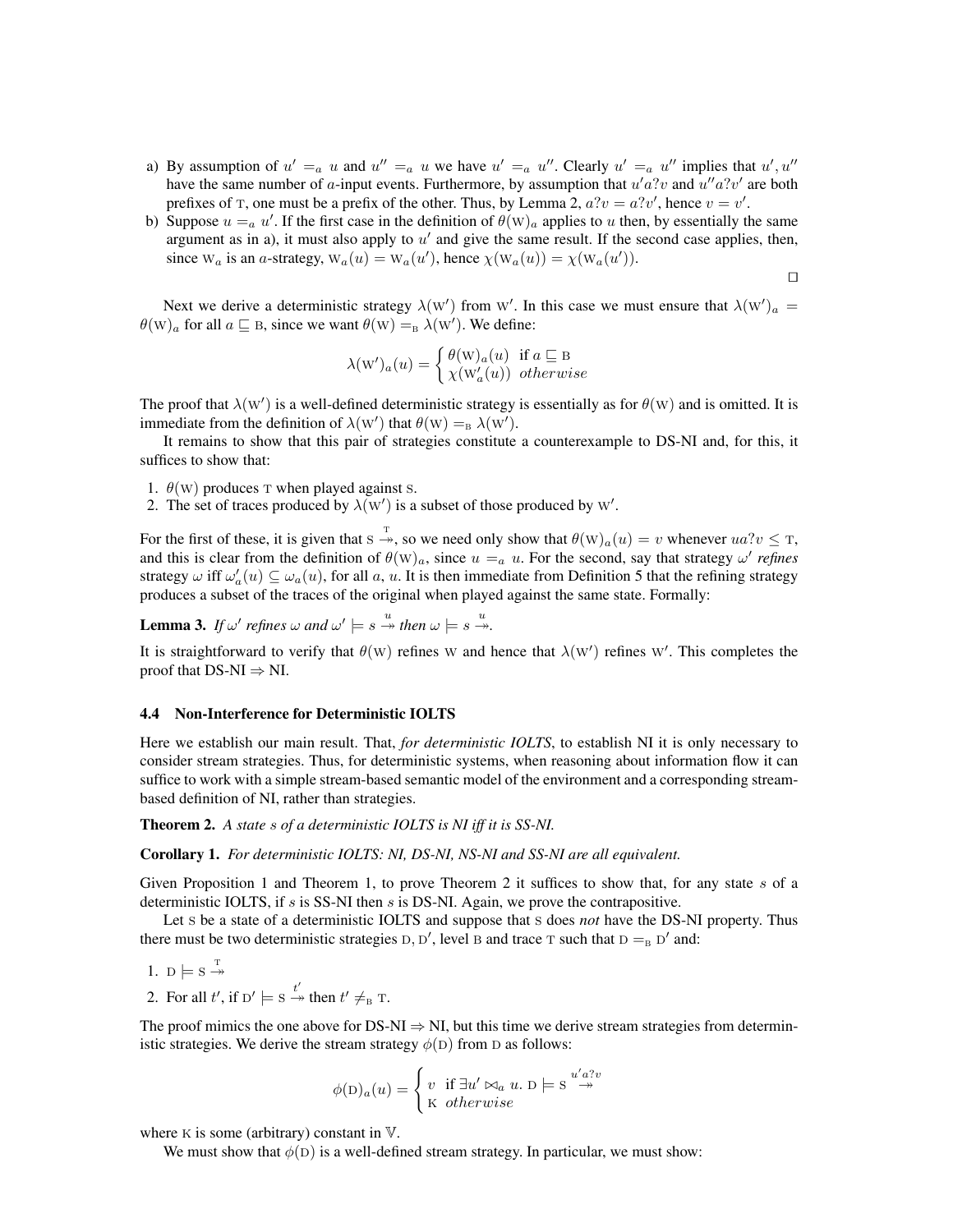a) By assumption of $u' =_a u$ and $u'' =_a u$ we have $u' =_a u''$. Clearly $u' =_a u''$ implies that $u', u''$ have the same number of $a$-input events. Furthermore, by assumption that $u'a?v$ and $u''a?v'$ are both prefixes of $\mathrm{T}$, one must be a prefix of the other. Thus, by Lemma 2, $a?v = a?v'$, hence $v = v'$.

b) Suppose $u =_a u'$. If the first case in the definition of $\theta(\mathrm{W})_a$ applies to $u$ then, by essentially the same argument as in a), it must also apply to $u'$ and give the same result. If the second case applies, then, since $\mathrm{W}_a$ is an $a$-strategy, $\mathrm{W}_a(u) = \mathrm{W}_a(u')$, hence $\chi(\mathrm{W}_a(u)) = \chi(\mathrm{W}_a(u'))$.

□

Next we derive a deterministic strategy $\lambda(\mathrm{W}')$ from $\mathrm{W}'$. In this case we must ensure that $\lambda(\mathrm{W}')_a = \theta(\mathrm{W})_a$ for all $a \sqsubseteq \mathrm{B}$, since we want $\theta(\mathrm{W}) =_{\mathrm{B}} \lambda(\mathrm{W}')$. We define:

$$\lambda(\mathrm{W}')_a(u) = \begin{cases} \theta(\mathrm{W})_a(u) & \text{if } a \sqsubseteq \mathrm{B} \\ \chi(\mathrm{W}'_a(u)) & \textit{otherwise} \end{cases}$$

The proof that $\lambda(\mathrm{W}')$ is a well-defined deterministic strategy is essentially as for $\theta(\mathrm{W})$ and is omitted. It is immediate from the definition of $\lambda(\mathrm{W}')$ that $\theta(\mathrm{W}) =_{\mathrm{B}} \lambda(\mathrm{W}')$.

It remains to show that this pair of strategies constitute a counterexample to DS-NI and, for this, it suffices to show that:

1. $\theta(\mathrm{W})$ produces $\mathrm{T}$ when played against $\mathrm{S}$.
2. The set of traces produced by $\lambda(\mathrm{W}')$ is a subset of those produced by $\mathrm{W}'$.

For the first of these, it is given that $\mathrm{S} \stackrel{\mathrm{T}}{\twoheadrightarrow}$, so we need only show that $\theta(\mathrm{W})_a(u) = v$ whenever $ua?v \leq \mathrm{T}$, and this is clear from the definition of $\theta(\mathrm{W})_a$, since $u =_a u$. For the second, say that strategy $\omega'$ *refines* strategy $\omega$ iff $\omega'_a(u) \subseteq \omega_a(u)$, for all $a$, $u$. It is then immediate from Definition 5 that the refining strategy produces a subset of the traces of the original when played against the same state. Formally:

**Lemma 3.** *If $\omega'$ refines $\omega$ and $\omega' \models s \stackrel{u}{\twoheadrightarrow}$ then $\omega \models s \stackrel{u}{\twoheadrightarrow}$.*

It is straightforward to verify that $\theta(\mathrm{W})$ refines $\mathrm{W}$ and hence that $\lambda(\mathrm{W}')$ refines $\mathrm{W}'$. This completes the proof that DS-NI $\Rightarrow$ NI.

### 4.4 Non-Interference for Deterministic IOLTS

Here we establish our main result. That, *for deterministic IOLTS*, to establish NI it is only necessary to consider stream strategies. Thus, for deterministic systems, when reasoning about information flow it can suffice to work with a simple stream-based semantic model of the environment and a corresponding stream-based definition of NI, rather than strategies.

**Theorem 2.** *A state $s$ of a deterministic IOLTS is NI iff it is SS-NI.*

**Corollary 1.** *For deterministic IOLTS: NI, DS-NI, NS-NI and SS-NI are all equivalent.*

Given Proposition 1 and Theorem 1, to prove Theorem 2 it suffices to show that, for any state $s$ of a deterministic IOLTS, if $s$ is SS-NI then $s$ is DS-NI. Again, we prove the contrapositive.

Let $\mathrm{S}$ be a state of a deterministic IOLTS and suppose that $\mathrm{S}$ does *not* have the DS-NI property. Thus there must be two deterministic strategies $\mathrm{D}, \mathrm{D}'$, level $\mathrm{B}$ and trace $\mathrm{T}$ such that $\mathrm{D} =_{\mathrm{B}} \mathrm{D}'$ and:

1. $\mathrm{D} \models \mathrm{S} \stackrel{\mathrm{T}}{\twoheadrightarrow}$
2. For all $t'$, if $\mathrm{D}' \models \mathrm{S} \stackrel{t'}{\twoheadrightarrow}$ then $t' \neq_{\mathrm{B}} \mathrm{T}$.

The proof mimics the one above for DS-NI $\Rightarrow$ NI, but this time we derive stream strategies from deterministic strategies. We derive the stream strategy $\phi(\mathrm{D})$ from $\mathrm{D}$ as follows:

$$\phi(\mathrm{D})_a(u) = \begin{cases} v & \text{if } \exists u' \bowtie_a u.\ \mathrm{D} \models \mathrm{S} \stackrel{u'a?v}{\twoheadrightarrow} \\ \mathrm{K} & \textit{otherwise} \end{cases}$$

where $\mathrm{K}$ is some (arbitrary) constant in $\mathbb{V}$.

We must show that $\phi(\mathrm{D})$ is a well-defined stream strategy. In particular, we must show: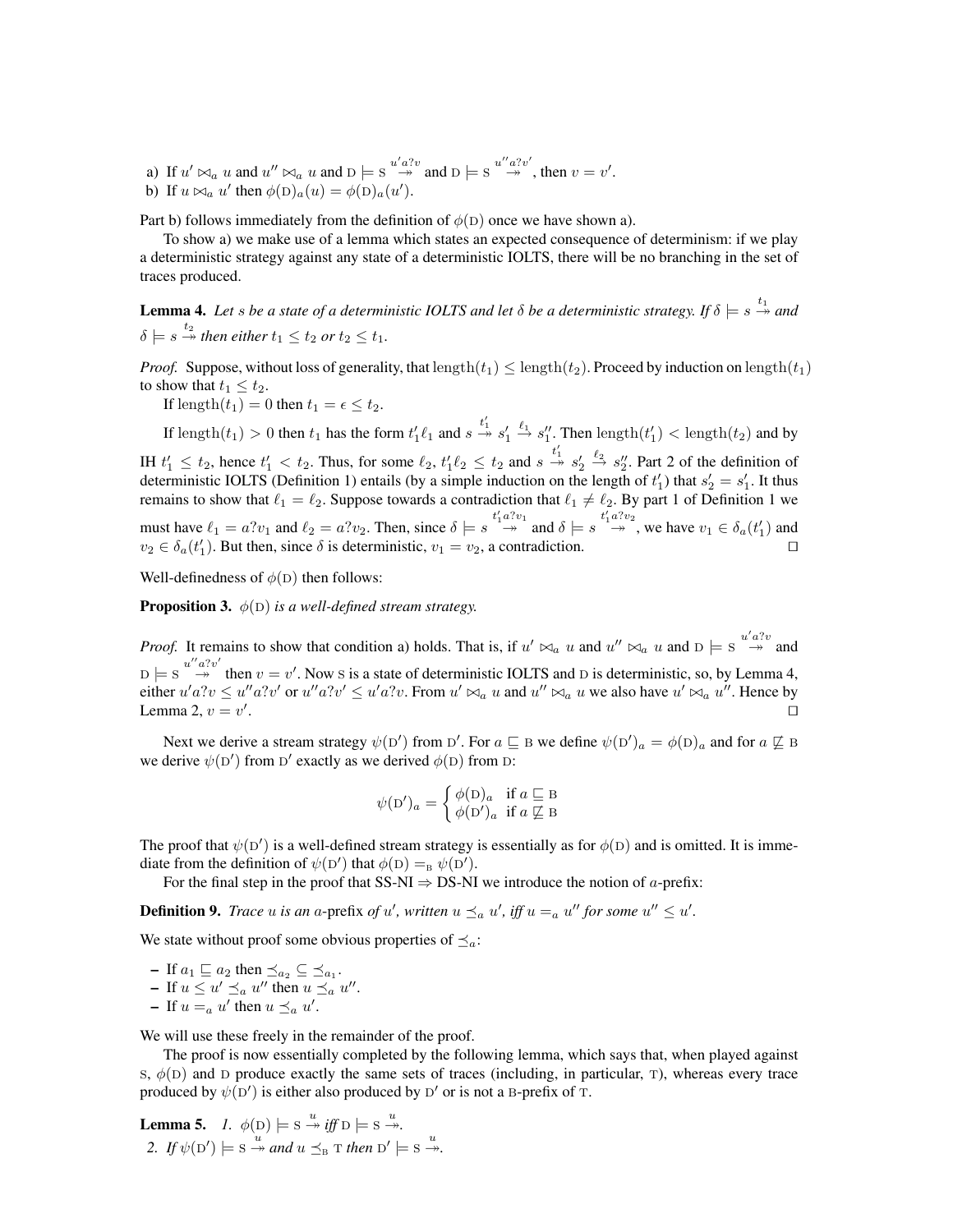a) If $u' \bowtie_a u$ and $u'' \bowtie_a u$ and $\mathrm{D} \models \mathrm{S} \overset{u'a?v}{\twoheadrightarrow}$ and $\mathrm{D} \models \mathrm{S} \overset{u''a?v'}{\twoheadrightarrow}$, then $v = v'$.
b) If $u \bowtie_a u'$ then $\phi(\mathrm{D})_a(u) = \phi(\mathrm{D})_a(u')$.

Part b) follows immediately from the definition of $\phi(\mathrm{D})$ once we have shown a).

To show a) we make use of a lemma which states an expected consequence of determinism: if we play a deterministic strategy against any state of a deterministic IOLTS, there will be no branching in the set of traces produced.

**Lemma 4.** *Let $s$ be a state of a deterministic IOLTS and let $\delta$ be a deterministic strategy. If $\delta \models s \overset{t_1}{\twoheadrightarrow}$ and $\delta \models s \overset{t_2}{\twoheadrightarrow}$ then either $t_1 \leq t_2$ or $t_2 \leq t_1$.*

*Proof.* Suppose, without loss of generality, that $\mathrm{length}(t_1) \leq \mathrm{length}(t_2)$. Proceed by induction on $\mathrm{length}(t_1)$ to show that $t_1 \leq t_2$.

If $\mathrm{length}(t_1) = 0$ then $t_1 = \epsilon \leq t_2$.

If $\mathrm{length}(t_1) > 0$ then $t_1$ has the form $t_1'\ell_1$ and $s \overset{t_1'}{\twoheadrightarrow} s_1' \overset{\ell_1}{\rightarrow} s_1''$. Then $\mathrm{length}(t_1') < \mathrm{length}(t_2)$ and by IH $t_1' \leq t_2$, hence $t_1' < t_2$. Thus, for some $\ell_2$, $t_1'\ell_2 \leq t_2$ and $s \overset{t_1'}{\twoheadrightarrow} s_2' \overset{\ell_2}{\rightarrow} s_2''$. Part 2 of the definition of deterministic IOLTS (Definition 1) entails (by a simple induction on the length of $t_1'$) that $s_2' = s_1'$. It thus remains to show that $\ell_1 = \ell_2$. Suppose towards a contradiction that $\ell_1 \neq \ell_2$. By part 1 of Definition 1 we must have $\ell_1 = a?v_1$ and $\ell_2 = a?v_2$. Then, since $\delta \models s \overset{t_1'a?v_1}{\twoheadrightarrow}$ and $\delta \models s \overset{t_1'a?v_2}{\twoheadrightarrow}$, we have $v_1 \in \delta_a(t_1')$ and $v_2 \in \delta_a(t_1')$. But then, since $\delta$ is deterministic, $v_1 = v_2$, a contradiction. $\square$

Well-definedness of $\phi(\mathrm{D})$ then follows:

**Proposition 3.** *$\phi(\mathrm{D})$ is a well-defined stream strategy.*

*Proof.* It remains to show that condition a) holds. That is, if $u' \bowtie_a u$ and $u'' \bowtie_a u$ and $\mathrm{D} \models \mathrm{S} \overset{u'a?v}{\twoheadrightarrow}$ and $\mathrm{D} \models \mathrm{S} \overset{u''a?v'}{\twoheadrightarrow}$ then $v = v'$. Now S is a state of deterministic IOLTS and D is deterministic, so, by Lemma 4, either $u'a?v \leq u''a?v'$ or $u''a?v' \leq u'a?v$. From $u' \bowtie_a u$ and $u'' \bowtie_a u$ we also have $u' \bowtie_a u''$. Hence by Lemma 2, $v = v'$. $\square$

Next we derive a stream strategy $\psi(\mathrm{D}')$ from $\mathrm{D}'$. For $a \sqsubseteq \mathrm{B}$ we define $\psi(\mathrm{D}')_a = \phi(\mathrm{D})_a$ and for $a \not\sqsubseteq \mathrm{B}$ we derive $\psi(\mathrm{D}')$ from $\mathrm{D}'$ exactly as we derived $\phi(\mathrm{D})$ from D:

$$\psi(\mathrm{D}')_a = \begin{cases} \phi(\mathrm{D})_a & \text{if } a \sqsubseteq \mathrm{B} \\ \phi(\mathrm{D}')_a & \text{if } a \not\sqsubseteq \mathrm{B} \end{cases}$$

The proof that $\psi(\mathrm{D}')$ is a well-defined stream strategy is essentially as for $\phi(\mathrm{D})$ and is omitted. It is immediate from the definition of $\psi(\mathrm{D}')$ that $\phi(\mathrm{D}) =_{\mathrm{B}} \psi(\mathrm{D}')$.

For the final step in the proof that SS-NI $\Rightarrow$ DS-NI we introduce the notion of $a$-prefix:

**Definition 9.** *Trace $u$ is an $a$-prefix of $u'$, written $u \preceq_a u'$, iff $u =_a u''$ for some $u'' \leq u'$.*

We state without proof some obvious properties of $\preceq_a$:

- If $a_1 \sqsubseteq a_2$ then $\preceq_{a_2} \subseteq \preceq_{a_1}$.
- If $u \leq u' \preceq_a u''$ then $u \preceq_a u''$.
- If $u =_a u'$ then $u \preceq_a u'$.

We will use these freely in the remainder of the proof.

The proof is now essentially completed by the following lemma, which says that, when played against S, $\phi(\mathrm{D})$ and D produce exactly the same sets of traces (including, in particular, T), whereas every trace produced by $\psi(\mathrm{D}')$ is either also produced by $\mathrm{D}'$ or is not a B-prefix of T.

**Lemma 5.** *1. $\phi(\mathrm{D}) \models \mathrm{S} \overset{u}{\twoheadrightarrow}$ iff $\mathrm{D} \models \mathrm{S} \overset{u}{\twoheadrightarrow}$.*
*2. If $\psi(\mathrm{D}') \models \mathrm{S} \overset{u}{\twoheadrightarrow}$ and $u \preceq_{\mathrm{B}} \mathrm{T}$ then $\mathrm{D}' \models \mathrm{S} \overset{u}{\twoheadrightarrow}$.*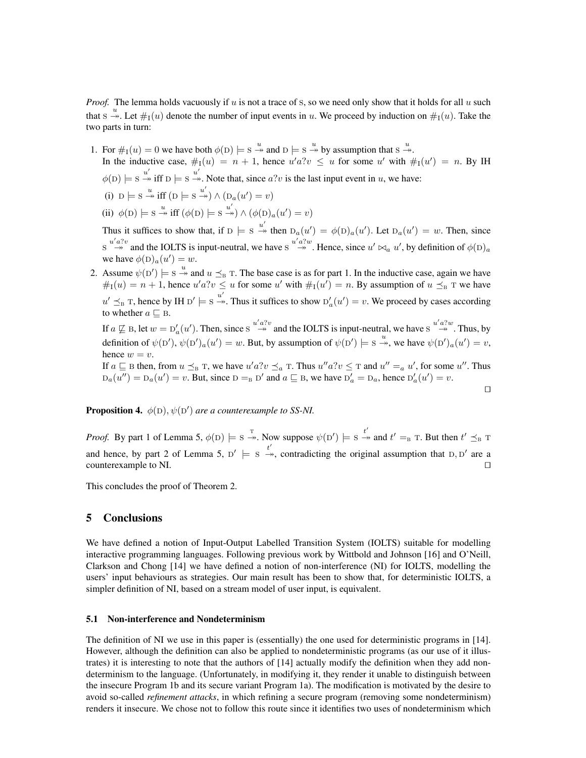*Proof.* The lemma holds vacuously if $u$ is not a trace of $\text{S}$, so we need only show that it holds for all $u$ such that $\text{S} \overset{u}{\twoheadrightarrow}$. Let $\#_{\text{I}}(u)$ denote the number of input events in $u$. We proceed by induction on $\#_{\text{I}}(u)$. Take the two parts in turn:

1. For $\#_{\text{I}}(u) = 0$ we have both $\phi(\text{D}) \models \text{S} \overset{u}{\twoheadrightarrow}$ and $\text{D} \models \text{S} \overset{u}{\twoheadrightarrow}$ by assumption that $\text{S} \overset{u}{\twoheadrightarrow}$.
   In the inductive case, $\#_{\text{I}}(u) = n + 1$, hence $u'a?v \leq u$ for some $u'$ with $\#_{\text{I}}(u') = n$. By IH $\phi(\text{D}) \models \text{S} \overset{u'}{\twoheadrightarrow}$ iff $\text{D} \models \text{S} \overset{u'}{\twoheadrightarrow}$. Note that, since $a?v$ is the last input event in $u$, we have:
   (i) $\text{D} \models \text{S} \overset{u}{\twoheadrightarrow}$ iff $(\text{D} \models \text{S} \overset{u'}{\twoheadrightarrow}) \wedge (\text{D}_a(u') = v)$
   (ii) $\phi(\text{D}) \models \text{S} \overset{u}{\twoheadrightarrow}$ iff $(\phi(\text{D}) \models \text{S} \overset{u'}{\twoheadrightarrow}) \wedge (\phi(\text{D})_a(u') = v)$
   Thus it suffices to show that, if $\text{D} \models \text{S} \overset{u'}{\twoheadrightarrow}$ then $\text{D}_a(u') = \phi(\text{D})_a(u')$. Let $\text{D}_a(u') = w$. Then, since $\text{S} \overset{u'a?v}{\twoheadrightarrow}$ and the IOLTS is input-neutral, we have $\text{S} \overset{u'a?w}{\twoheadrightarrow}$. Hence, since $u' \bowtie_a u'$, by definition of $\phi(\text{D})_a$ we have $\phi(\text{D})_a(u') = w$.
2. Assume $\psi(\text{D}') \models \text{S} \overset{u}{\twoheadrightarrow}$ and $u \preceq_{\text{B}} \text{T}$. The base case is as for part 1. In the inductive case, again we have $\#_{\text{I}}(u) = n + 1$, hence $u'a?v \leq u$ for some $u'$ with $\#_{\text{I}}(u') = n$. By assumption of $u \preceq_{\text{B}} \text{T}$ we have $u' \preceq_{\text{B}} \text{T}$, hence by IH $\text{D}' \models \text{S} \overset{u'}{\twoheadrightarrow}$. Thus it suffices to show $\text{D}'_a(u') = v$. We proceed by cases according to whether $a \sqsubseteq \text{B}$.
   If $a \not\sqsubseteq \text{B}$, let $w = \text{D}'_a(u')$. Then, since $\text{S} \overset{u'a?v}{\twoheadrightarrow}$ and the IOLTS is input-neutral, we have $\text{S} \overset{u'a?w}{\twoheadrightarrow}$. Thus, by definition of $\psi(\text{D}')$, $\psi(\text{D}')_a(u') = w$. But, by assumption of $\psi(\text{D}') \models \text{S} \overset{u}{\twoheadrightarrow}$, we have $\psi(\text{D}')_a(u') = v$, hence $w = v$.
   If $a \sqsubseteq \text{B}$ then, from $u \preceq_{\text{B}} \text{T}$, we have $u'a?v \preceq_a \text{T}$. Thus $u''a?v \leq \text{T}$ and $u'' =_a u'$, for some $u''$. Thus $\text{D}_a(u'') = \text{D}_a(u') = v$. But, since $\text{D} =_{\text{B}} \text{D}'$ and $a \sqsubseteq \text{B}$, we have $\text{D}'_a = \text{D}_a$, hence $\text{D}'_a(u') = v$.

$\square$

**Proposition 4.** *$\phi(\text{D}), \psi(\text{D}')$ are a counterexample to SS-NI.*

*Proof.* By part 1 of Lemma 5, $\phi(\text{D}) \models \text{S} \overset{\text{T}}{\twoheadrightarrow}$. Now suppose $\psi(\text{D}') \models \text{S} \overset{t'}{\twoheadrightarrow}$ and $t' =_{\text{B}} \text{T}$. But then $t' \preceq_{\text{B}} \text{T}$ and hence, by part 2 of Lemma 5, $\text{D}' \models \text{S} \overset{t'}{\twoheadrightarrow}$, contradicting the original assumption that $\text{D}, \text{D}'$ are a counterexample to NI. $\square$

This concludes the proof of Theorem 2.

## 5 Conclusions

We have defined a notion of Input-Output Labelled Transition System (IOLTS) suitable for modelling interactive programming languages. Following previous work by Wittbold and Johnson [16] and O'Neill, Clarkson and Chong [14] we have defined a notion of non-interference (NI) for IOLTS, modelling the users' input behaviours as strategies. Our main result has been to show that, for deterministic IOLTS, a simpler definition of NI, based on a stream model of user input, is equivalent.

### 5.1 Non-interference and Nondeterminism

The definition of NI we use in this paper is (essentially) the one used for deterministic programs in [14]. However, although the definition can also be applied to nondeterministic programs (as our use of it illustrates) it is interesting to note that the authors of [14] actually modify the definition when they add nondeterminism to the language. (Unfortunately, in modifying it, they render it unable to distinguish between the insecure Program 1b and its secure variant Program 1a). The modification is motivated by the desire to avoid so-called *refinement attacks*, in which refining a secure program (removing some nondeterminism) renders it insecure. We chose not to follow this route since it identifies two uses of nondeterminism which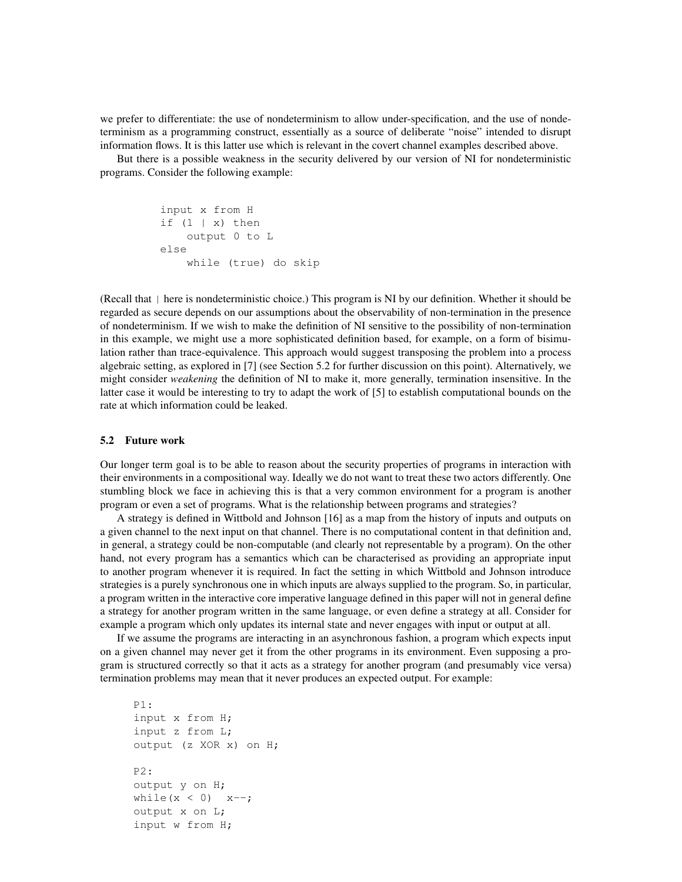we prefer to differentiate: the use of nondeterminism to allow under-specification, and the use of nondeterminism as a programming construct, essentially as a source of deliberate "noise" intended to disrupt information flows. It is this latter use which is relevant in the covert channel examples described above.

But there is a possible weakness in the security delivered by our version of NI for nondeterministic programs. Consider the following example:

```
input x from H
if (1 | x) then
    output 0 to L
else
    while (true) do skip
```

(Recall that | here is nondeterministic choice.) This program is NI by our definition. Whether it should be regarded as secure depends on our assumptions about the observability of non-termination in the presence of nondeterminism. If we wish to make the definition of NI sensitive to the possibility of non-termination in this example, we might use a more sophisticated definition based, for example, on a form of bisimulation rather than trace-equivalence. This approach would suggest transposing the problem into a process algebraic setting, as explored in [7] (see Section 5.2 for further discussion on this point). Alternatively, we might consider *weakening* the definition of NI to make it, more generally, termination insensitive. In the latter case it would be interesting to try to adapt the work of [5] to establish computational bounds on the rate at which information could be leaked.

### 5.2 Future work

Our longer term goal is to be able to reason about the security properties of programs in interaction with their environments in a compositional way. Ideally we do not want to treat these two actors differently. One stumbling block we face in achieving this is that a very common environment for a program is another program or even a set of programs. What is the relationship between programs and strategies?

A strategy is defined in Wittbold and Johnson [16] as a map from the history of inputs and outputs on a given channel to the next input on that channel. There is no computational content in that definition and, in general, a strategy could be non-computable (and clearly not representable by a program). On the other hand, not every program has a semantics which can be characterised as providing an appropriate input to another program whenever it is required. In fact the setting in which Wittbold and Johnson introduce strategies is a purely synchronous one in which inputs are always supplied to the program. So, in particular, a program written in the interactive core imperative language defined in this paper will not in general define a strategy for another program written in the same language, or even define a strategy at all. Consider for example a program which only updates its internal state and never engages with input or output at all.

If we assume the programs are interacting in an asynchronous fashion, a program which expects input on a given channel may never get it from the other programs in its environment. Even supposing a program is structured correctly so that it acts as a strategy for another program (and presumably vice versa) termination problems may mean that it never produces an expected output. For example:

```
P1:
input x from H;
input z from L;
output (z XOR x) on H;

P2:
output y on H;
while(x < 0)  x--;
output x on L;
input w from H;
```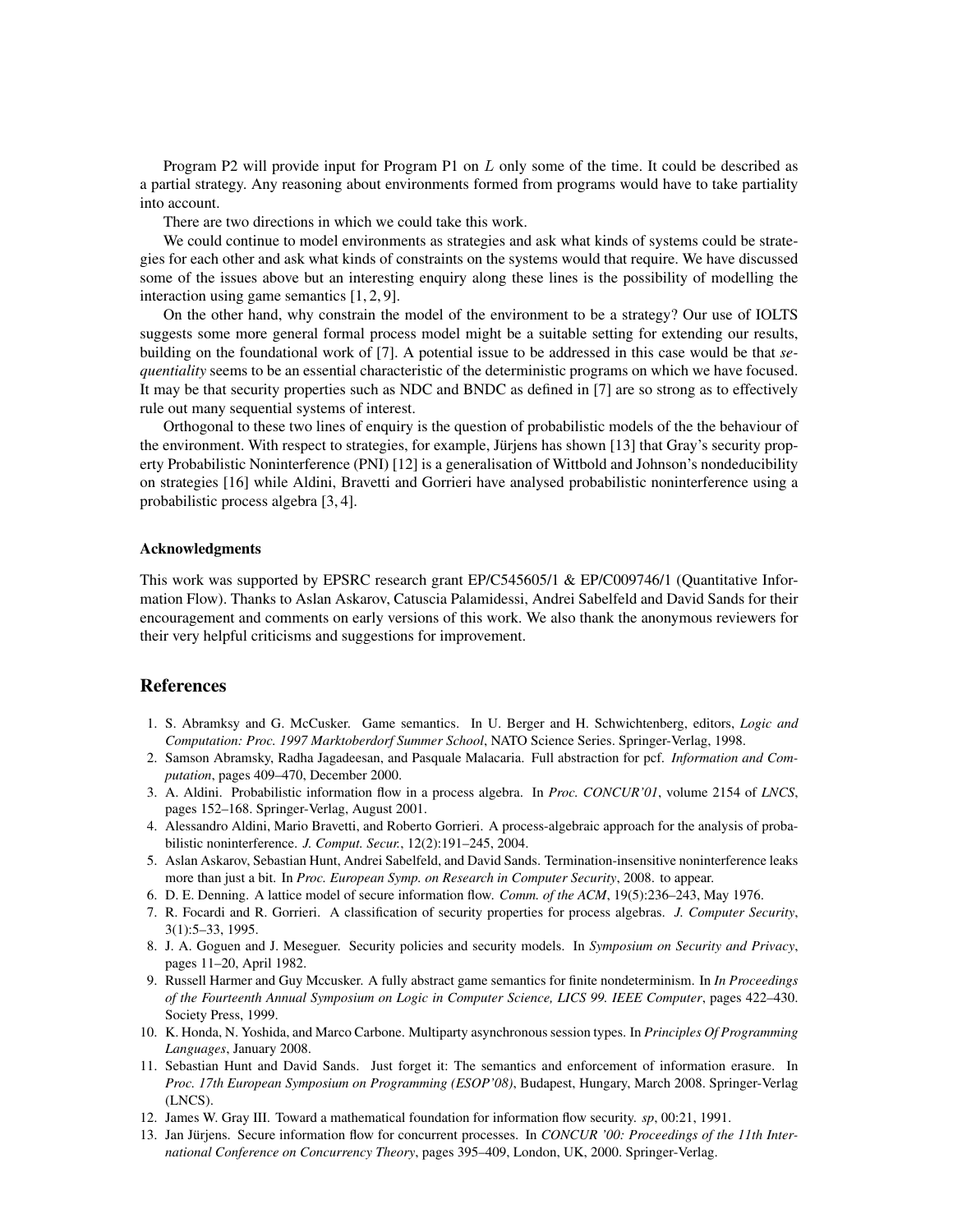Program P2 will provide input for Program P1 on $L$ only some of the time. It could be described as a partial strategy. Any reasoning about environments formed from programs would have to take partiality into account.

There are two directions in which we could take this work.

We could continue to model environments as strategies and ask what kinds of systems could be strategies for each other and ask what kinds of constraints on the systems would that require. We have discussed some of the issues above but an interesting enquiry along these lines is the possibility of modelling the interaction using game semantics [1, 2, 9].

On the other hand, why constrain the model of the environment to be a strategy? Our use of IOLTS suggests some more general formal process model might be a suitable setting for extending our results, building on the foundational work of [7]. A potential issue to be addressed in this case would be that *sequentiality* seems to be an essential characteristic of the deterministic programs on which we have focused. It may be that security properties such as NDC and BNDC as defined in [7] are so strong as to effectively rule out many sequential systems of interest.

Orthogonal to these two lines of enquiry is the question of probabilistic models of the the behaviour of the environment. With respect to strategies, for example, Jürjens has shown [13] that Gray's security property Probabilistic Noninterference (PNI) [12] is a generalisation of Wittbold and Johnson's nondeducibility on strategies [16] while Aldini, Bravetti and Gorrieri have analysed probabilistic noninterference using a probabilistic process algebra [3, 4].

### Acknowledgments

This work was supported by EPSRC research grant EP/C545605/1 & EP/C009746/1 (Quantitative Information Flow). Thanks to Aslan Askarov, Catuscia Palamidessi, Andrei Sabelfeld and David Sands for their encouragement and comments on early versions of this work. We also thank the anonymous reviewers for their very helpful criticisms and suggestions for improvement.

## References

1. S. Abramksy and G. McCusker. Game semantics. In U. Berger and H. Schwichtenberg, editors, *Logic and Computation: Proc. 1997 Marktoberdorf Summer School*, NATO Science Series. Springer-Verlag, 1998.
2. Samson Abramsky, Radha Jagadeesan, and Pasquale Malacaria. Full abstraction for pcf. *Information and Computation*, pages 409–470, December 2000.
3. A. Aldini. Probabilistic information flow in a process algebra. In *Proc. CONCUR'01*, volume 2154 of *LNCS*, pages 152–168. Springer-Verlag, August 2001.
4. Alessandro Aldini, Mario Bravetti, and Roberto Gorrieri. A process-algebraic approach for the analysis of probabilistic noninterference. *J. Comput. Secur.*, 12(2):191–245, 2004.
5. Aslan Askarov, Sebastian Hunt, Andrei Sabelfeld, and David Sands. Termination-insensitive noninterference leaks more than just a bit. In *Proc. European Symp. on Research in Computer Security*, 2008. to appear.
6. D. E. Denning. A lattice model of secure information flow. *Comm. of the ACM*, 19(5):236–243, May 1976.
7. R. Focardi and R. Gorrieri. A classification of security properties for process algebras. *J. Computer Security*, 3(1):5–33, 1995.
8. J. A. Goguen and J. Meseguer. Security policies and security models. In *Symposium on Security and Privacy*, pages 11–20, April 1982.
9. Russell Harmer and Guy Mccusker. A fully abstract game semantics for finite nondeterminism. In *In Proceedings of the Fourteenth Annual Symposium on Logic in Computer Science, LICS 99. IEEE Computer*, pages 422–430. Society Press, 1999.
10. K. Honda, N. Yoshida, and Marco Carbone. Multiparty asynchronous session types. In *Principles Of Programming Languages*, January 2008.
11. Sebastian Hunt and David Sands. Just forget it: The semantics and enforcement of information erasure. In *Proc. 17th European Symposium on Programming (ESOP'08)*, Budapest, Hungary, March 2008. Springer-Verlag (LNCS).
12. James W. Gray III. Toward a mathematical foundation for information flow security. *sp*, 00:21, 1991.
13. Jan Jürjens. Secure information flow for concurrent processes. In *CONCUR '00: Proceedings of the 11th International Conference on Concurrency Theory*, pages 395–409, London, UK, 2000. Springer-Verlag.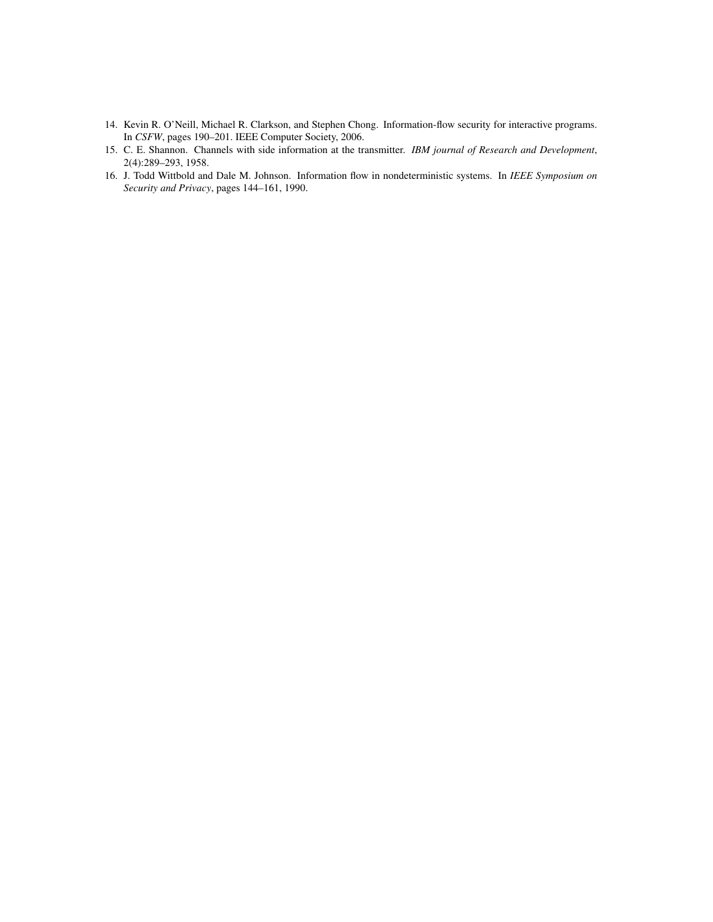14. Kevin R. O'Neill, Michael R. Clarkson, and Stephen Chong. Information-flow security for interactive programs. In *CSFW*, pages 190–201. IEEE Computer Society, 2006.
15. C. E. Shannon. Channels with side information at the transmitter. *IBM journal of Research and Development*, 2(4):289–293, 1958.
16. J. Todd Wittbold and Dale M. Johnson. Information flow in nondeterministic systems. In *IEEE Symposium on Security and Privacy*, pages 144–161, 1990.